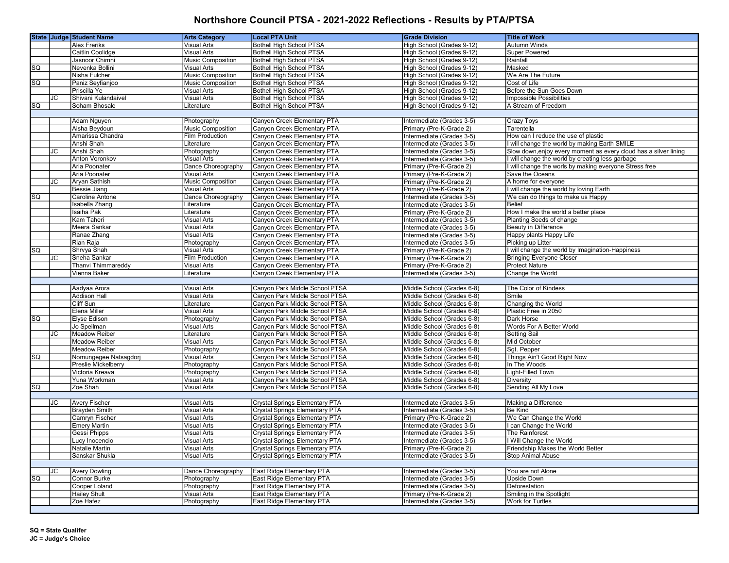# Northshore Council PTSA - 2021-2022 Reflections - Results by PTA/PTSA

| State | Judge | Student Name | Arts Category | Local PTA Unit | Grade Division | Title of Work |
|---|---|---|---|---|---|---|
| | | Alex Freriks | Visual Arts | Bothell High School PTSA | High School (Grades 9-12) | Autumn Winds |
| | | Caitlin Coolidge | Visual Arts | Bothell High School PTSA | High School (Grades 9-12) | Super Powered |
| | | Jasnoor Chimni | Music Composition | Bothell High School PTSA | High School (Grades 9-12) | Rainfall |
| SQ | | Nevenka Bollini | Visual Arts | Bothell High School PTSA | High School (Grades 9-12) | Masked |
| | | Nisha Fulcher | Music Composition | Bothell High School PTSA | High School (Grades 9-12) | We Are The Future |
| SQ | | Paniz Seyfianjoo | Music Composition | Bothell High School PTSA | High School (Grades 9-12) | Cost of Life |
| | | Priscilla Ye | Visual Arts | Bothell High School PTSA | High School (Grades 9-12) | Before the Sun Goes Down |
| | JC | Shivani Kulandaivel | Visual Arts | Bothell High School PTSA | High School (Grades 9-12) | Impossible Possibilities |
| SQ | | Soham Bhosale | Literature | Bothell High School PTSA | High School (Grades 9-12) | A Stream of Freedom |
| | | | | | | |
| | | Adam Nguyen | Photography | Canyon Creek Elementary PTA | Intermediate (Grades 3-5) | Crazy Toys |
| | | Aisha Beydoun | Music Composition | Canyon Creek Elementary PTA | Primary (Pre-K-Grade 2) | Tarentella |
| | | Amarissa Chandra | Film Production | Canyon Creek Elementary PTA | Intermediate (Grades 3-5) | How can I reduce the use of plastic |
| | | Anshi Shah | Literature | Canyon Creek Elementary PTA | Intermediate (Grades 3-5) | I will change the world by making Earth SMILE |
| | JC | Anshi Shah | Photography | Canyon Creek Elementary PTA | Intermediate (Grades 3-5) | Slow down,enjoy every moment as every cloud has a silver lining |
| | | Anton Voronkov | Visual Arts | Canyon Creek Elementary PTA | Intermediate (Grades 3-5) | I will change the world by creating less garbage |
| | | Aria Poonater | Dance Choreography | Canyon Creek Elementary PTA | Primary (Pre-K-Grade 2) | I will change the worls by making everyone Stress free |
| | | Aria Poonater | Visual Arts | Canyon Creek Elementary PTA | Primary (Pre-K-Grade 2) | Save the Oceans |
| | JC | Aryan Sathish | Music Composition | Canyon Creek Elementary PTA | Primary (Pre-K-Grade 2) | A home for everyone |
| | | Bessie Jiang | Visual Arts | Canyon Creek Elementary PTA | Primary (Pre-K-Grade 2) | I will change the world by loving Earth |
| SQ | | Caroline Antone | Dance Choreography | Canyon Creek Elementary PTA | Intermediate (Grades 3-5) | We can do things to make us Happy |
| | | Isabella Zhang | Literature | Canyon Creek Elementary PTA | Intermediate (Grades 3-5) | Belief |
| | | Isaiha Pak | Literature | Canyon Creek Elementary PTA | Primary (Pre-K-Grade 2) | How I make the world a better place |
| | | Kam Taheri | Visual Arts | Canyon Creek Elementary PTA | Intermediate (Grades 3-5) | Planting Seeds of change |
| | | Meera Sankar | Visual Arts | Canyon Creek Elementary PTA | Intermediate (Grades 3-5) | Beauty in Difference |
| | | Ranae Zhang | Visual Arts | Canyon Creek Elementary PTA | Intermediate (Grades 3-5) | Happy plants Happy Life |
| | | Rian Raja | Photography | Canyon Creek Elementary PTA | Intermediate (Grades 3-5) | Picking up Litter |
| SQ | | Shrvya Shah | Visual Arts | Canyon Creek Elementary PTA | Primary (Pre-K-Grade 2) | I will change the world by Imagination-Happiness |
| | JC | Sneha Sankar | Film Production | Canyon Creek Elementary PTA | Primary (Pre-K-Grade 2) | Bringing Everyone Closer |
| | | Thanvi Thimmareddy | Visual Arts | Canyon Creek Elementary PTA | Primary (Pre-K-Grade 2) | Protect Nature |
| | | Vienna Baker | Literature | Canyon Creek Elementary PTA | Intermediate (Grades 3-5) | Change the World |
| | | | | | | |
| | | Aadyaa Arora | Visual Arts | Canyon Park Middle School PTSA | Middle School (Grades 6-8) | The Color of Kindess |
| | | Addison Hall | Visual Arts | Canyon Park Middle School PTSA | Middle School (Grades 6-8) | Smile |
| | | Cliff Sun | Literature | Canyon Park Middle School PTSA | Middle School (Grades 6-8) | Changing the World |
| | | Elena Miller | Visual Arts | Canyon Park Middle School PTSA | Middle School (Grades 6-8) | Plastic Free in 2050 |
| SQ | | Elyse Edison | Photography | Canyon Park Middle School PTSA | Middle School (Grades 6-8) | Dark Horse |
| | | Jo Speilman | Visual Arts | Canyon Park Middle School PTSA | Middle School (Grades 6-8) | Words For A Better World |
| | JC | Meadow Reiber | Literature | Canyon Park Middle School PTSA | Middle School (Grades 6-8) | Setting Sail |
| | | Meadow Reiber | Visual Arts | Canyon Park Middle School PTSA | Middle School (Grades 6-8) | Mid October |
| | | Meadow Reiber | Photography | Canyon Park Middle School PTSA | Middle School (Grades 6-8) | Sgt. Pepper |
| SQ | | Nomungegee Natsagdorj | Visual Arts | Canyon Park Middle School PTSA | Middle School (Grades 6-8) | Things Ain't Good Right Now |
| | | Preslie Mickelberry | Photography | Canyon Park Middle School PTSA | Middle School (Grades 6-8) | In The Woods |
| | | Victoria Kreava | Photography | Canyon Park Middle School PTSA | Middle School (Grades 6-8) | Light-Filled Town |
| | | Yuna Workman | Visual Arts | Canyon Park Middle School PTSA | Middle School (Grades 6-8) | Diversity |
| SQ | | Zoe Shah | Visual Arts | Canyon Park Middle School PTSA | Middle School (Grades 6-8) | Sending All My Love |
| | | | | | | |
| | JC | Avery Fischer | Visual Arts | Crystal Springs Elementary PTA | Intermediate (Grades 3-5) | Making a Difference |
| | | Brayden Smith | Visual Arts | Crystal Springs Elementary PTA | Intermediate (Grades 3-5) | Be Kind |
| | | Camryn Fischer | Visual Arts | Crystal Springs Elementary PTA | Primary (Pre-K-Grade 2) | We Can Change the World |
| | | Emery Martin | Visual Arts | Crystal Springs Elementary PTA | Intermediate (Grades 3-5) | I can Change the World |
| | | Gessi Phipps | Visual Arts | Crystal Springs Elementary PTA | Intermediate (Grades 3-5) | The Rainforest |
| | | Lucy Inocencio | Visual Arts | Crystal Springs Elementary PTA | Intermediate (Grades 3-5) | I Will Change the World |
| | | Natalie Martin | Visual Arts | Crystal Springs Elementary PTA | Primary (Pre-K-Grade 2) | Friendship Makes the World Better |
| | | Sanskar Shukla | Visual Arts | Crystal Springs Elementary PTA | Intermediate (Grades 3-5) | Stop Animal Abuse |
| | | | | | | |
| | JC | Avery Dowling | Dance Choreography | East Ridge Elementary PTA | Intermediate (Grades 3-5) | You are not Alone |
| SQ | | Connor Burke | Photography | East Ridge Elementary PTA | Intermediate (Grades 3-5) | Upside Down |
| | | Cooper Loland | Photography | East Ridge Elementary PTA | Intermediate (Grades 3-5) | Deforestation |
| | | Hailey Shult | Visual Arts | East Ridge Elementary PTA | Primary (Pre-K-Grade 2) | Smiling in the Spotlight |
| | | Zoe Hafez | Photography | East Ridge Elementary PTA | Intermediate (Grades 3-5) | Work for Turtles |

**SQ = State Qualifer**
**JC = Judge's Choice**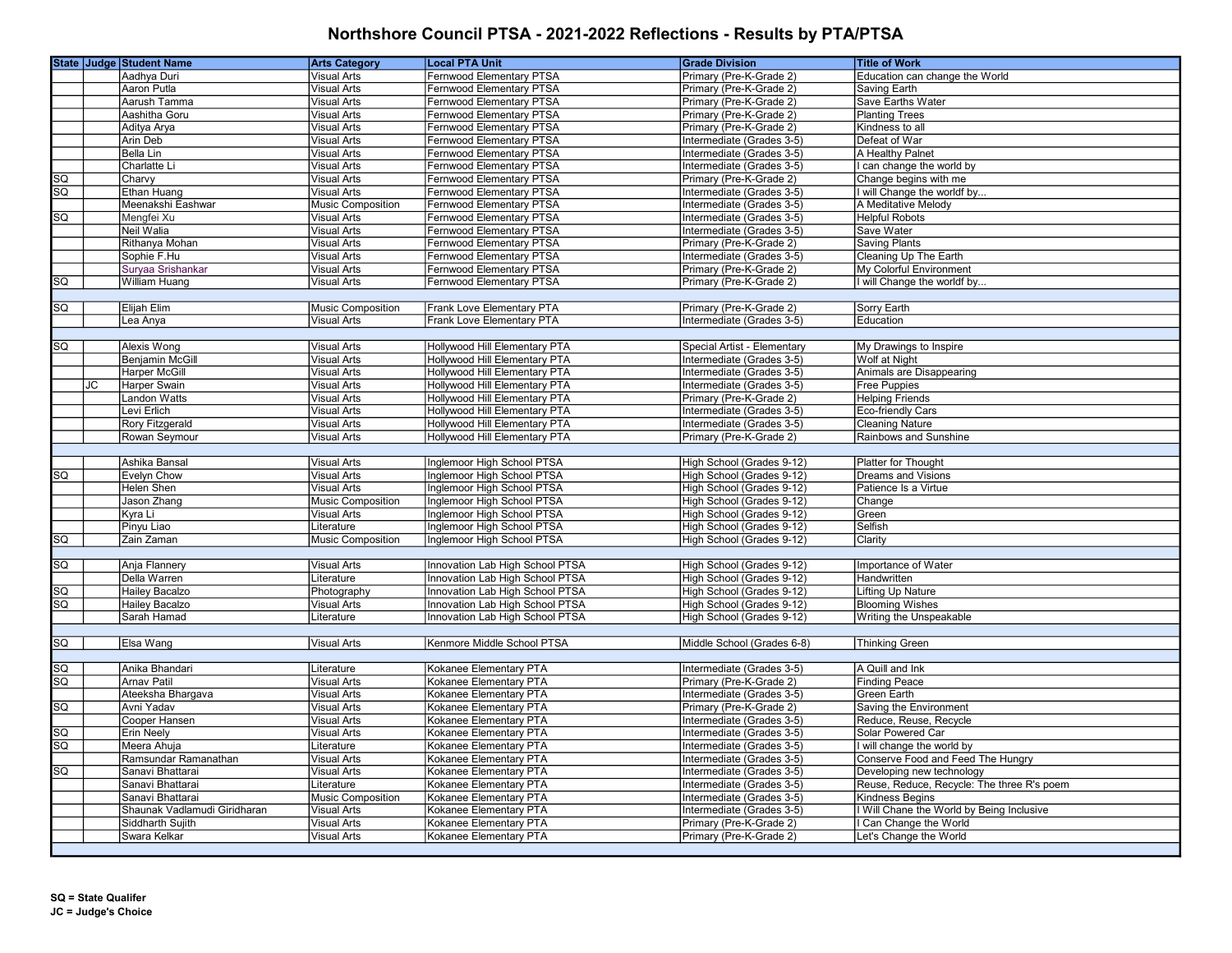# Northshore Council PTSA - 2021-2022 Reflections - Results by PTA/PTSA

| State | Judge | Student Name | Arts Category | Local PTA Unit | Grade Division | Title of Work |
|---|---|---|---|---|---|---|
| | | Aadhya Duri | Visual Arts | Fernwood Elementary PTSA | Primary (Pre-K-Grade 2) | Education can change the World |
| | | Aaron Putla | Visual Arts | Fernwood Elementary PTSA | Primary (Pre-K-Grade 2) | Saving Earth |
| | | Aarush Tamma | Visual Arts | Fernwood Elementary PTSA | Primary (Pre-K-Grade 2) | Save Earths Water |
| | | Aashitha Goru | Visual Arts | Fernwood Elementary PTSA | Primary (Pre-K-Grade 2) | Planting Trees |
| | | Aditya Arya | Visual Arts | Fernwood Elementary PTSA | Primary (Pre-K-Grade 2) | Kindness to all |
| | | Arin Deb | Visual Arts | Fernwood Elementary PTSA | Intermediate (Grades 3-5) | Defeat of War |
| | | Bella Lin | Visual Arts | Fernwood Elementary PTSA | Intermediate (Grades 3-5) | A Healthy Palnet |
| | | Charlatte Li | Visual Arts | Fernwood Elementary PTSA | Intermediate (Grades 3-5) | I can change the world by |
| SQ | | Charvy | Visual Arts | Fernwood Elementary PTSA | Primary (Pre-K-Grade 2) | Change begins with me |
| SQ | | Ethan Huang | Visual Arts | Fernwood Elementary PTSA | Intermediate (Grades 3-5) | I will Change the worldf by... |
| | | Meenakshi Eashwar | Music Composition | Fernwood Elementary PTSA | Intermediate (Grades 3-5) | A Meditative Melody |
| SQ | | Mengfei Xu | Visual Arts | Fernwood Elementary PTSA | Intermediate (Grades 3-5) | Helpful Robots |
| | | Neil Walia | Visual Arts | Fernwood Elementary PTSA | Intermediate (Grades 3-5) | Save Water |
| | | Rithanya Mohan | Visual Arts | Fernwood Elementary PTSA | Primary (Pre-K-Grade 2) | Saving Plants |
| | | Sophie F.Hu | Visual Arts | Fernwood Elementary PTSA | Intermediate (Grades 3-5) | Cleaning Up The Earth |
| | | Suryaa Srishankar | Visual Arts | Fernwood Elementary PTSA | Primary (Pre-K-Grade 2) | My Colorful Environment |
| SQ | | William Huang | Visual Arts | Fernwood Elementary PTSA | Primary (Pre-K-Grade 2) | I will Change the worldf by... |
| | | | | | | |
| SQ | | Elijah Elim | Music Composition | Frank Love Elementary PTA | Primary (Pre-K-Grade 2) | Sorry Earth |
| | | Lea Anya | Visual Arts | Frank Love Elementary PTA | Intermediate (Grades 3-5) | Education |
| | | | | | | |
| SQ | | Alexis Wong | Visual Arts | Hollywood Hill Elementary PTA | Special Artist - Elementary | My Drawings to Inspire |
| | | Benjamin McGill | Visual Arts | Hollywood Hill Elementary PTA | Intermediate (Grades 3-5) | Wolf at Night |
| | | Harper McGill | Visual Arts | Hollywood Hill Elementary PTA | Intermediate (Grades 3-5) | Animals are Disappearing |
| | JC | Harper Swain | Visual Arts | Hollywood Hill Elementary PTA | Intermediate (Grades 3-5) | Free Puppies |
| | | Landon Watts | Visual Arts | Hollywood Hill Elementary PTA | Primary (Pre-K-Grade 2) | Helping Friends |
| | | Levi Erlich | Visual Arts | Hollywood Hill Elementary PTA | Intermediate (Grades 3-5) | Eco-friendly Cars |
| | | Rory Fitzgerald | Visual Arts | Hollywood Hill Elementary PTA | Intermediate (Grades 3-5) | Cleaning Nature |
| | | Rowan Seymour | Visual Arts | Hollywood Hill Elementary PTA | Primary (Pre-K-Grade 2) | Rainbows and Sunshine |
| | | | | | | |
| | | Ashika Bansal | Visual Arts | Inglemoor High School PTSA | High School (Grades 9-12) | Platter for Thought |
| SQ | | Evelyn Chow | Visual Arts | Inglemoor High School PTSA | High School (Grades 9-12) | Dreams and Visions |
| | | Helen Shen | Visual Arts | Inglemoor High School PTSA | High School (Grades 9-12) | Patience Is a Virtue |
| | | Jason Zhang | Music Composition | Inglemoor High School PTSA | High School (Grades 9-12) | Change |
| | | Kyra Li | Visual Arts | Inglemoor High School PTSA | High School (Grades 9-12) | Green |
| | | Pinyu Liao | Literature | Inglemoor High School PTSA | High School (Grades 9-12) | Selfish |
| SQ | | Zain Zaman | Music Composition | Inglemoor High School PTSA | High School (Grades 9-12) | Clarity |
| | | | | | | |
| SQ | | Anja Flannery | Visual Arts | Innovation Lab High School PTSA | High School (Grades 9-12) | Importance of Water |
| | | Della Warren | Literature | Innovation Lab High School PTSA | High School (Grades 9-12) | Handwritten |
| SQ | | Hailey Bacalzo | Photography | Innovation Lab High School PTSA | High School (Grades 9-12) | Lifting Up Nature |
| SQ | | Hailey Bacalzo | Visual Arts | Innovation Lab High School PTSA | High School (Grades 9-12) | Blooming Wishes |
| | | Sarah Hamad | Literature | Innovation Lab High School PTSA | High School (Grades 9-12) | Writing the Unspeakable |
| | | | | | | |
| SQ | | Elsa Wang | Visual Arts | Kenmore Middle School PTSA | Middle School (Grades 6-8) | Thinking Green |
| | | | | | | |
| SQ | | Anika Bhandari | Literature | Kokanee Elementary PTA | Intermediate (Grades 3-5) | A Quill and Ink |
| SQ | | Arnav Patil | Visual Arts | Kokanee Elementary PTA | Primary (Pre-K-Grade 2) | Finding Peace |
| | | Ateeksha Bhargava | Visual Arts | Kokanee Elementary PTA | Intermediate (Grades 3-5) | Green Earth |
| SQ | | Avni Yadav | Visual Arts | Kokanee Elementary PTA | Primary (Pre-K-Grade 2) | Saving the Environment |
| | | Cooper Hansen | Visual Arts | Kokanee Elementary PTA | Intermediate (Grades 3-5) | Reduce, Reuse, Recycle |
| SQ | | Erin Neely | Visual Arts | Kokanee Elementary PTA | Intermediate (Grades 3-5) | Solar Powered Car |
| SQ | | Meera Ahuja | Literature | Kokanee Elementary PTA | Intermediate (Grades 3-5) | I will change the world by |
| | | Ramsundar Ramanathan | Visual Arts | Kokanee Elementary PTA | Intermediate (Grades 3-5) | Conserve Food and Feed The Hungry |
| SQ | | Sanavi Bhattarai | Visual Arts | Kokanee Elementary PTA | Intermediate (Grades 3-5) | Developing new technology |
| | | Sanavi Bhattarai | Literature | Kokanee Elementary PTA | Intermediate (Grades 3-5) | Reuse, Reduce, Recycle: The three R's poem |
| | | Sanavi Bhattarai | Music Composition | Kokanee Elementary PTA | Intermediate (Grades 3-5) | Kindness Begins |
| | | Shaunak Vadlamudi Giridharan | Visual Arts | Kokanee Elementary PTA | Intermediate (Grades 3-5) | I Will Chane the World by Being Inclusive |
| | | Siddharth Sujith | Visual Arts | Kokanee Elementary PTA | Primary (Pre-K-Grade 2) | I Can Change the World |
| | | Swara Kelkar | Visual Arts | Kokanee Elementary PTA | Primary (Pre-K-Grade 2) | Let's Change the World |

**SQ = State Qualifer**
**JC = Judge's Choice**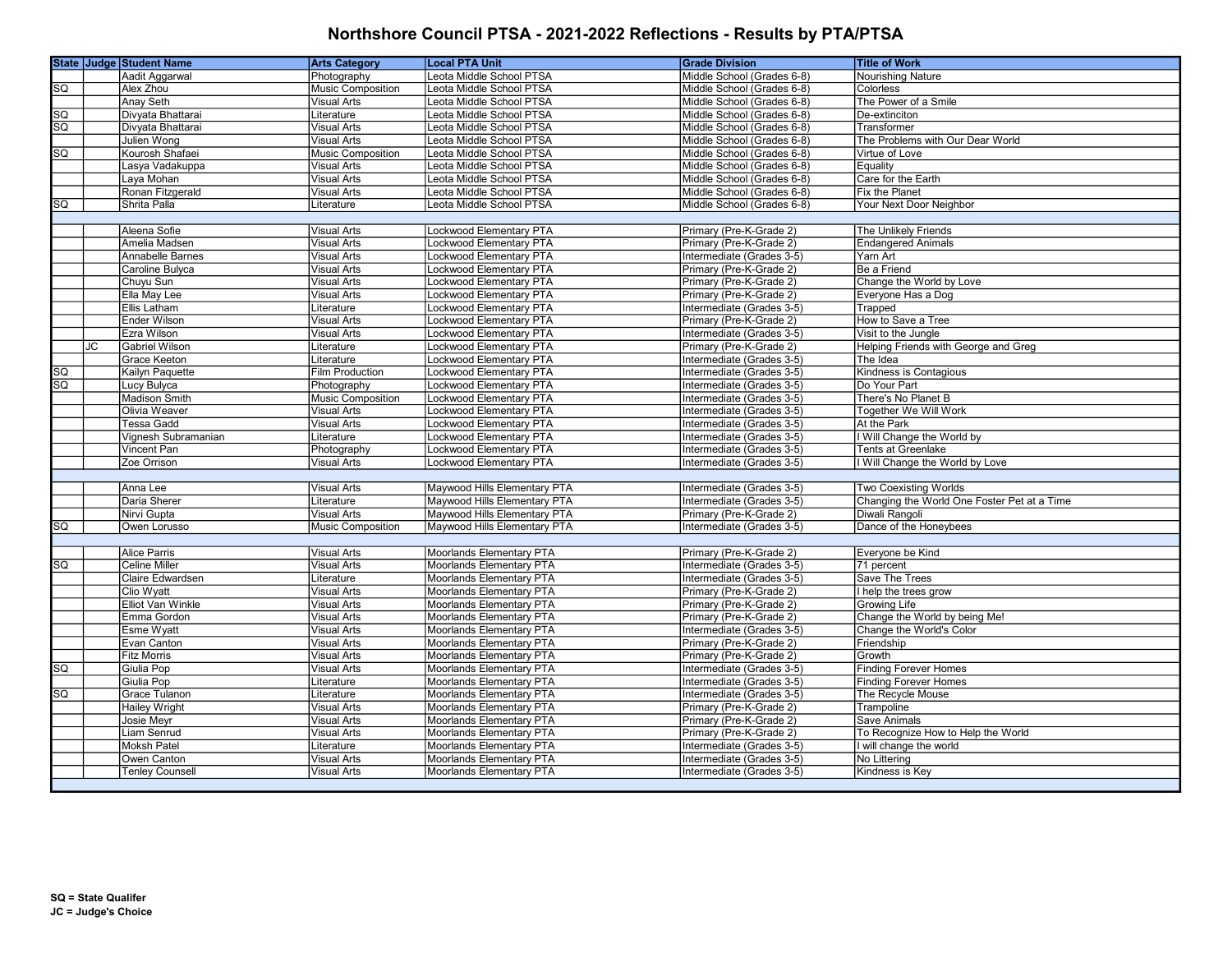# Northshore Council PTSA - 2021-2022 Reflections - Results by PTA/PTSA

| State | Judge | Student Name | Arts Category | Local PTA Unit | Grade Division | Title of Work |
|---|---|---|---|---|---|---|
| | | Aadit Aggarwal | Photography | Leota Middle School PTSA | Middle School (Grades 6-8) | Nourishing Nature |
| SQ | | Alex Zhou | Music Composition | Leota Middle School PTSA | Middle School (Grades 6-8) | Colorless |
| | | Anay Seth | Visual Arts | Leota Middle School PTSA | Middle School (Grades 6-8) | The Power of a Smile |
| SQ | | Divyata Bhattarai | Literature | Leota Middle School PTSA | Middle School (Grades 6-8) | De-extinciton |
| SQ | | Divyata Bhattarai | Visual Arts | Leota Middle School PTSA | Middle School (Grades 6-8) | Transformer |
| | | Julien Wong | Visual Arts | Leota Middle School PTSA | Middle School (Grades 6-8) | The Problems with Our Dear World |
| SQ | | Kourosh Shafaei | Music Composition | Leota Middle School PTSA | Middle School (Grades 6-8) | Virtue of Love |
| | | Lasya Vadakuppa | Visual Arts | Leota Middle School PTSA | Middle School (Grades 6-8) | Equality |
| | | Laya Mohan | Visual Arts | Leota Middle School PTSA | Middle School (Grades 6-8) | Care for the Earth |
| | | Ronan Fitzgerald | Visual Arts | Leota Middle School PTSA | Middle School (Grades 6-8) | Fix the Planet |
| SQ | | Shrita Palla | Literature | Leota Middle School PTSA | Middle School (Grades 6-8) | Your Next Door Neighbor |
| | | | | | | |
| | | Aleena Sofie | Visual Arts | Lockwood Elementary PTA | Primary (Pre-K-Grade 2) | The Unlikely Friends |
| | | Amelia Madsen | Visual Arts | Lockwood Elementary PTA | Primary (Pre-K-Grade 2) | Endangered Animals |
| | | Annabelle Barnes | Visual Arts | Lockwood Elementary PTA | Intermediate (Grades 3-5) | Yarn Art |
| | | Caroline Bulyca | Visual Arts | Lockwood Elementary PTA | Primary (Pre-K-Grade 2) | Be a Friend |
| | | Chuyu Sun | Visual Arts | Lockwood Elementary PTA | Primary (Pre-K-Grade 2) | Change the World by Love |
| | | Ella May Lee | Visual Arts | Lockwood Elementary PTA | Primary (Pre-K-Grade 2) | Everyone Has a Dog |
| | | Ellis Latham | Literature | Lockwood Elementary PTA | Intermediate (Grades 3-5) | Trapped |
| | | Ender Wilson | Visual Arts | Lockwood Elementary PTA | Primary (Pre-K-Grade 2) | How to Save a Tree |
| | | Ezra Wilson | Visual Arts | Lockwood Elementary PTA | Intermediate (Grades 3-5) | Visit to the Jungle |
| | JC | Gabriel Wilson | Literature | Lockwood Elementary PTA | Primary (Pre-K-Grade 2) | Helping Friends with George and Greg |
| | | Grace Keeton | Literature | Lockwood Elementary PTA | Intermediate (Grades 3-5) | The Idea |
| SQ | | Kailyn Paquette | Film Production | Lockwood Elementary PTA | Intermediate (Grades 3-5) | Kindness is Contagious |
| SQ | | Lucy Bulyca | Photography | Lockwood Elementary PTA | Intermediate (Grades 3-5) | Do Your Part |
| | | Madison Smith | Music Composition | Lockwood Elementary PTA | Intermediate (Grades 3-5) | There's No Planet B |
| | | Olivia Weaver | Visual Arts | Lockwood Elementary PTA | Intermediate (Grades 3-5) | Together We Will Work |
| | | Tessa Gadd | Visual Arts | Lockwood Elementary PTA | Intermediate (Grades 3-5) | At the Park |
| | | Vignesh Subramanian | Literature | Lockwood Elementary PTA | Intermediate (Grades 3-5) | I Will Change the World by |
| | | Vincent Pan | Photography | Lockwood Elementary PTA | Intermediate (Grades 3-5) | Tents at Greenlake |
| | | Zoe Orrison | Visual Arts | Lockwood Elementary PTA | Intermediate (Grades 3-5) | I Will Change the World by Love |
| | | | | | | |
| | | Anna Lee | Visual Arts | Maywood Hills Elementary PTA | Intermediate (Grades 3-5) | Two Coexisting Worlds |
| | | Daria Sherer | Literature | Maywood Hills Elementary PTA | Intermediate (Grades 3-5) | Changing the World One Foster Pet at a Time |
| | | Nirvi Gupta | Visual Arts | Maywood Hills Elementary PTA | Primary (Pre-K-Grade 2) | Diwali Rangoli |
| SQ | | Owen Lorusso | Music Composition | Maywood Hills Elementary PTA | Intermediate (Grades 3-5) | Dance of the Honeybees |
| | | | | | | |
| | | Alice Parris | Visual Arts | Moorlands Elementary PTA | Primary (Pre-K-Grade 2) | Everyone be Kind |
| SQ | | Celine Miller | Visual Arts | Moorlands Elementary PTA | Intermediate (Grades 3-5) | 71 percent |
| | | Claire Edwardsen | Literature | Moorlands Elementary PTA | Intermediate (Grades 3-5) | Save The Trees |
| | | Clio Wyatt | Visual Arts | Moorlands Elementary PTA | Primary (Pre-K-Grade 2) | I help the trees grow |
| | | Elliot Van Winkle | Visual Arts | Moorlands Elementary PTA | Primary (Pre-K-Grade 2) | Growing Life |
| | | Emma Gordon | Visual Arts | Moorlands Elementary PTA | Primary (Pre-K-Grade 2) | Change the World by being Me! |
| | | Esme Wyatt | Visual Arts | Moorlands Elementary PTA | Intermediate (Grades 3-5) | Change the World's Color |
| | | Evan Canton | Visual Arts | Moorlands Elementary PTA | Primary (Pre-K-Grade 2) | Friendship |
| | | Fitz Morris | Visual Arts | Moorlands Elementary PTA | Primary (Pre-K-Grade 2) | Growth |
| SQ | | Giulia Pop | Visual Arts | Moorlands Elementary PTA | Intermediate (Grades 3-5) | Finding Forever Homes |
| | | Giulia Pop | Literature | Moorlands Elementary PTA | Intermediate (Grades 3-5) | Finding Forever Homes |
| SQ | | Grace Tulanon | Literature | Moorlands Elementary PTA | Intermediate (Grades 3-5) | The Recycle Mouse |
| | | Hailey Wright | Visual Arts | Moorlands Elementary PTA | Primary (Pre-K-Grade 2) | Trampoline |
| | | Josie Meyr | Visual Arts | Moorlands Elementary PTA | Primary (Pre-K-Grade 2) | Save Animals |
| | | Liam Senrud | Visual Arts | Moorlands Elementary PTA | Primary (Pre-K-Grade 2) | To Recognize How to Help the World |
| | | Moksh Patel | Literature | Moorlands Elementary PTA | Intermediate (Grades 3-5) | I will change the world |
| | | Owen Canton | Visual Arts | Moorlands Elementary PTA | Intermediate (Grades 3-5) | No Littering |
| | | Tenley Counsell | Visual Arts | Moorlands Elementary PTA | Intermediate (Grades 3-5) | Kindness is Key |

**SQ = State Qualifer**
**JC = Judge's Choice**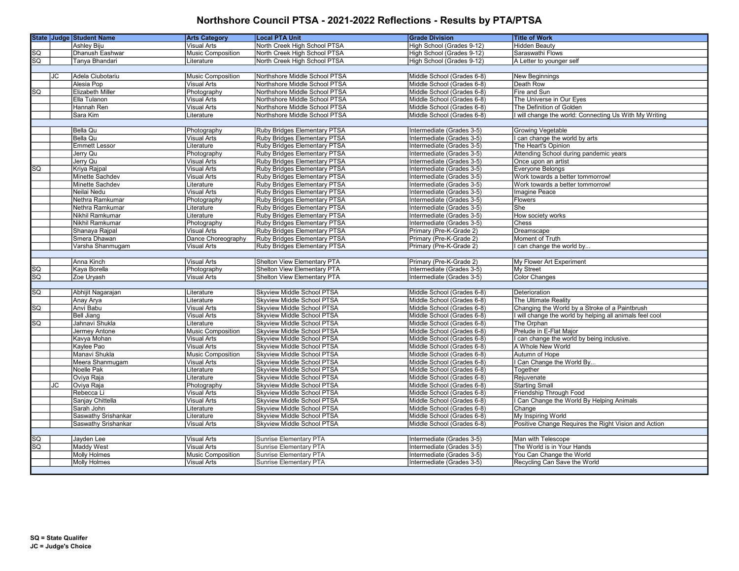# Northshore Council PTSA - 2021-2022 Reflections - Results by PTA/PTSA

| State | Judge | Student Name | Arts Category | Local PTA Unit | Grade Division | Title of Work |
|---|---|---|---|---|---|---|
| | | Ashley Biju | Visual Arts | North Creek High School PTSA | High School (Grades 9-12) | Hidden Beauty |
| SQ | | Dhanush Eashwar | Music Composition | North Creek High School PTSA | High School (Grades 9-12) | Saraswathi Flows |
| SQ | | Tanya Bhandari | Literature | North Creek High School PTSA | High School (Grades 9-12) | A Letter to younger self |
| | | | | | | |
| | JC | Adela Ciubotariu | Music Composition | Northshore Middle School PTSA | Middle School (Grades 6-8) | New Beginnings |
| | | Alesia Pop | Visual Arts | Northshore Middle School PTSA | Middle School (Grades 6-8) | Death Row |
| SQ | | Elizabeth Miller | Photography | Northshore Middle School PTSA | Middle School (Grades 6-8) | Fire and Sun |
| | | Ella Tulanon | Visual Arts | Northshore Middle School PTSA | Middle School (Grades 6-8) | The Universe in Our Eyes |
| | | Hannah Ren | Visual Arts | Northshore Middle School PTSA | Middle School (Grades 6-8) | The Definition of Golden |
| | | Sara Kim | Literature | Northshore Middle School PTSA | Middle School (Grades 6-8) | I will change the world: Connecting Us With My Writing |
| | | | | | | |
| | | Bella Qu | Photography | Ruby Bridges Elementary PTSA | Intermediate (Grades 3-5) | Growing Vegetable |
| | | Bella Qu | Visual Arts | Ruby Bridges Elementary PTSA | Intermediate (Grades 3-5) | I can change the world by arts |
| | | Emmett Lessor | Literature | Ruby Bridges Elementary PTSA | Intermediate (Grades 3-5) | The Heart's Opinion |
| | | Jerry Qu | Photography | Ruby Bridges Elementary PTSA | Intermediate (Grades 3-5) | Attending School during pandemic years |
| | | Jerry Qu | Visual Arts | Ruby Bridges Elementary PTSA | Intermediate (Grades 3-5) | Once upon an artist |
| SQ | | Kriya Rajpal | Visual Arts | Ruby Bridges Elementary PTSA | Intermediate (Grades 3-5) | Everyone Belongs |
| | | Minette Sachdev | Visual Arts | Ruby Bridges Elementary PTSA | Intermediate (Grades 3-5) | Work towards a better tommorrow! |
| | | Minette Sachdev | Literature | Ruby Bridges Elementary PTSA | Intermediate (Grades 3-5) | Work towards a better tommorrow! |
| | | Neilai Nedu | Visual Arts | Ruby Bridges Elementary PTSA | Intermediate (Grades 3-5) | Imagine Peace |
| | | Nethra Ramkumar | Photography | Ruby Bridges Elementary PTSA | Intermediate (Grades 3-5) | Flowers |
| | | Nethra Ramkumar | Literature | Ruby Bridges Elementary PTSA | Intermediate (Grades 3-5) | She |
| | | Nikhil Ramkumar | Literature | Ruby Bridges Elementary PTSA | Intermediate (Grades 3-5) | How society works |
| | | Nikhil Ramkumar | Photography | Ruby Bridges Elementary PTSA | Intermediate (Grades 3-5) | Chess |
| | | Shanaya Rajpal | Visual Arts | Ruby Bridges Elementary PTSA | Primary (Pre-K-Grade 2) | Dreamscape |
| | | Smera Dhawan | Dance Choreography | Ruby Bridges Elementary PTSA | Primary (Pre-K-Grade 2) | Moment of Truth |
| | | Varsha Shanmugam | Visual Arts | Ruby Bridges Elementary PTSA | Primary (Pre-K-Grade 2) | I can change the world by... |
| | | | | | | |
| | | Anna Kinch | Visual Arts | Shelton View Elementary PTA | Primary (Pre-K-Grade 2) | My Flower Art Experiment |
| SQ | | Kaya Borella | Photography | Shelton View Elementary PTA | Intermediate (Grades 3-5) | My Street |
| SQ | | Zoe Uryash | Visual Arts | Shelton View Elementary PTA | Intermediate (Grades 3-5) | Color Changes |
| | | | | | | |
| SQ | | Abhijit Nagarajan | Literature | Skyview Middle School PTSA | Middle School (Grades 6-8) | Deterioration |
| | | Anay Arya | Literature | Skyview Middle School PTSA | Middle School (Grades 6-8) | The Ultimate Reality |
| SQ | | Anvi Babu | Visual Arts | Skyview Middle School PTSA | Middle School (Grades 6-8) | Changing the World by a Stroke of a Paintbrush |
| | | Bell Jiang | Visual Arts | Skyview Middle School PTSA | Middle School (Grades 6-8) | I will change the world by helping all animals feel cool |
| SQ | | Jahnavi Shukla | Literature | Skyview Middle School PTSA | Middle School (Grades 6-8) | The Orphan |
| | | Jermey Antone | Music Composition | Skyview Middle School PTSA | Middle School (Grades 6-8) | Prelude in E-Flat Major |
| | | Kavya Mohan | Visual Arts | Skyview Middle School PTSA | Middle School (Grades 6-8) | I can change the world by being inclusive. |
| | | Kaylee Pao | Visual Arts | Skyview Middle School PTSA | Middle School (Grades 6-8) | A Whole New World |
| | | Manavi Shukla | Music Composition | Skyview Middle School PTSA | Middle School (Grades 6-8) | Autumn of Hope |
| | | Meera Shanmugam | Visual Arts | Skyview Middle School PTSA | Middle School (Grades 6-8) | I Can Change the World By... |
| | | Noelle Pak | Literature | Skyview Middle School PTSA | Middle School (Grades 6-8) | Together |
| | | Oviya Raja | Literature | Skyview Middle School PTSA | Middle School (Grades 6-8) | Rejuvenate |
| | JC | Oviya Raja | Photography | Skyview Middle School PTSA | Middle School (Grades 6-8) | Starting Small |
| | | Rebecca Li | Visual Arts | Skyview Middle School PTSA | Middle School (Grades 6-8) | Friendship Through Food |
| | | Sanjay Chittella | Visual Arts | Skyview Middle School PTSA | Middle School (Grades 6-8) | I Can Change the World By Helping Animals |
| | | Sarah John | Literature | Skyview Middle School PTSA | Middle School (Grades 6-8) | Change |
| | | Saswathy Srishankar | Literature | Skyview Middle School PTSA | Middle School (Grades 6-8) | My Inspiring World |
| | | Saswathy Srishankar | Visual Arts | Skyview Middle School PTSA | Middle School (Grades 6-8) | Positive Change Requires the Right Vision and Action |
| | | | | | | |
| SQ | | Jayden Lee | Visual Arts | Sunrise Elementary PTA | Intermediate (Grades 3-5) | Man with Telescope |
| SQ | | Maddy West | Visual Arts | Sunrise Elementary PTA | Intermediate (Grades 3-5) | The World is in Your Hands |
| | | Molly Holmes | Music Composition | Sunrise Elementary PTA | Intermediate (Grades 3-5) | You Can Change the World |
| | | Molly Holmes | Visual Arts | Sunrise Elementary PTA | Intermediate (Grades 3-5) | Recycling Can Save the World |

**SQ = State Qualifer**
**JC = Judge's Choice**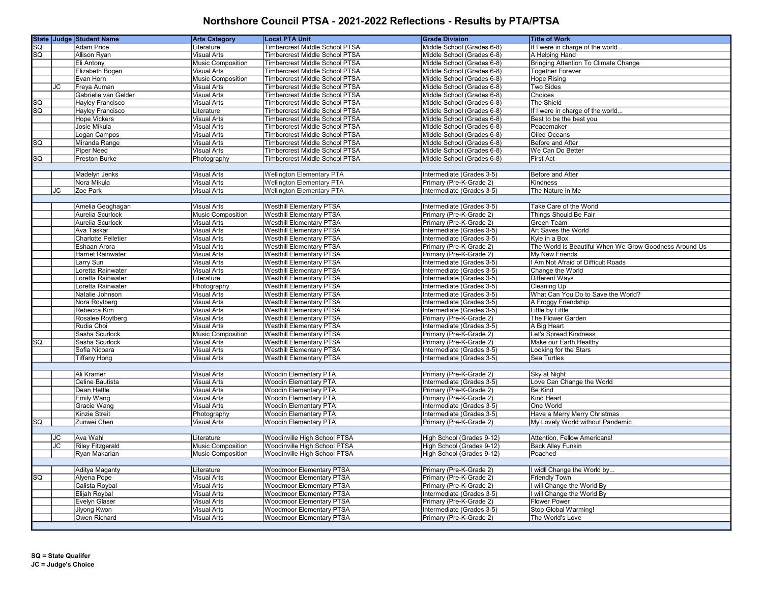# Northshore Council PTSA - 2021-2022 Reflections - Results by PTA/PTSA

| State | Judge | Student Name | Arts Category | Local PTA Unit | Grade Division | Title of Work |
|---|---|---|---|---|---|---|
| SQ | | Adam Price | Literature | Timbercrest Middle School PTSA | Middle School (Grades 6-8) | If I were in charge of the world... |
| SQ | | Allison Ryan | Visual Arts | Timbercrest Middle School PTSA | Middle School (Grades 6-8) | A Helping Hand |
| | | Eli Antony | Music Composition | Timbercrest Middle School PTSA | Middle School (Grades 6-8) | Bringing Attention To Climate Change |
| | | Elizabeth Bogen | Visual Arts | Timbercrest Middle School PTSA | Middle School (Grades 6-8) | Together Forever |
| | | Evan Horn | Music Composition | Timbercrest Middle School PTSA | Middle School (Grades 6-8) | Hope Rising |
| | JC | Freya Auman | Visual Arts | Timbercrest Middle School PTSA | Middle School (Grades 6-8) | Two Sides |
| | | Gabrielle van Gelder | Visual Arts | Timbercrest Middle School PTSA | Middle School (Grades 6-8) | Choices |
| SQ | | Hayley Francisco | Visual Arts | Timbercrest Middle School PTSA | Middle School (Grades 6-8) | The Shield |
| SQ | | Hayley Francisco | Literature | Timbercrest Middle School PTSA | Middle School (Grades 6-8) | If I were in charge of the world... |
| | | Hope Vickers | Visual Arts | Timbercrest Middle School PTSA | Middle School (Grades 6-8) | Best to be the best you |
| | | Josie Mikula | Visual Arts | Timbercrest Middle School PTSA | Middle School (Grades 6-8) | Peacemaker |
| | | Logan Campos | Visual Arts | Timbercrest Middle School PTSA | Middle School (Grades 6-8) | Oiled Oceans |
| SQ | | Miranda Range | Visual Arts | Timbercrest Middle School PTSA | Middle School (Grades 6-8) | Before and After |
| | | Piper Need | Visual Arts | Timbercrest Middle School PTSA | Middle School (Grades 6-8) | We Can Do Better |
| SQ | | Preston Burke | Photography | Timbercrest Middle School PTSA | Middle School (Grades 6-8) | First Act |
| | | | | | | |
| | | Madelyn Jenks | Visual Arts | Wellington Elementary PTA | Intermediate (Grades 3-5) | Before and After |
| | | Nora Mikula | Visual Arts | Wellington Elementary PTA | Primary (Pre-K-Grade 2) | Kindness |
| | JC | Zoe Park | Visual Arts | Wellington Elementary PTA | Intermediate (Grades 3-5) | The Nature in Me |
| | | | | | | |
| | | Amelia Geoghagan | Visual Arts | Westhill Elementary PTSA | Intermediate (Grades 3-5) | Take Care of the World |
| | | Aurelia Scurlock | Music Composition | Westhill Elementary PTSA | Primary (Pre-K-Grade 2) | Things Should Be Fair |
| | | Aurelia Scurlock | Visual Arts | Westhill Elementary PTSA | Primary (Pre-K-Grade 2) | Green Team |
| | | Ava Taskar | Visual Arts | Westhill Elementary PTSA | Intermediate (Grades 3-5) | Art Saves the World |
| | | Charlotte Pelletier | Visual Arts | Westhill Elementary PTSA | Intermediate (Grades 3-5) | Kyle in a Box |
| | | Eshaan Arora | Visual Arts | Westhill Elementary PTSA | Primary (Pre-K-Grade 2) | The World is Beautiful When We Grow Goodness Around Us |
| | | Harriet Rainwater | Visual Arts | Westhill Elementary PTSA | Primary (Pre-K-Grade 2) | My New Friends |
| | | Larry Sun | Visual Arts | Westhill Elementary PTSA | Intermediate (Grades 3-5) | I Am Not Afraid of Difficult Roads |
| | | Loretta Rainwater | Visual Arts | Westhill Elementary PTSA | Intermediate (Grades 3-5) | Change the World |
| | | Loretta Rainwater | Literature | Westhill Elementary PTSA | Intermediate (Grades 3-5) | Different Ways |
| | | Loretta Rainwater | Photography | Westhill Elementary PTSA | Intermediate (Grades 3-5) | Cleaning Up |
| | | Natalie Johnson | Visual Arts | Westhill Elementary PTSA | Intermediate (Grades 3-5) | What Can You Do to Save the World? |
| | | Nora Roytberg | Visual Arts | Westhill Elementary PTSA | Intermediate (Grades 3-5) | A Froggy Friendship |
| | | Rebecca Kim | Visual Arts | Westhill Elementary PTSA | Intermediate (Grades 3-5) | Little by Little |
| | | Rosalee Roytberg | Visual Arts | Westhill Elementary PTSA | Primary (Pre-K-Grade 2) | The Flower Garden |
| | | Rudia Choi | Visual Arts | Westhill Elementary PTSA | Intermediate (Grades 3-5) | A Big Heart |
| | | Sasha Scurlock | Music Composition | Westhill Elementary PTSA | Primary (Pre-K-Grade 2) | Let's Spread Kindness |
| SQ | | Sasha Scurlock | Visual Arts | Westhill Elementary PTSA | Primary (Pre-K-Grade 2) | Make our Earth Healthy |
| | | Sofia Nicoara | Visual Arts | Westhill Elementary PTSA | Intermediate (Grades 3-5) | Looking for the Stars |
| | | Tiffany Hong | Visual Arts | Westhill Elementary PTSA | Intermediate (Grades 3-5) | Sea Turtles |
| | | | | | | |
| | | Ali Kramer | Visual Arts | Woodin Elementary PTA | Primary (Pre-K-Grade 2) | Sky at Night |
| | | Celine Bautista | Visual Arts | Woodin Elementary PTA | Intermediate (Grades 3-5) | Love Can Change the World |
| | | Dean Hettle | Visual Arts | Woodin Elementary PTA | Primary (Pre-K-Grade 2) | Be Kind |
| | | Emily Wang | Visual Arts | Woodin Elementary PTA | Primary (Pre-K-Grade 2) | Kind Heart |
| | | Gracie Wang | Visual Arts | Woodin Elementary PTA | Intermediate (Grades 3-5) | One World |
| | | Kinzie Streit | Photography | Woodin Elementary PTA | Intermediate (Grades 3-5) | Have a Merry Merry Christmas |
| SQ | | Zunwei Chen | Visual Arts | Woodin Elementary PTA | Primary (Pre-K-Grade 2) | My Lovely World without Pandemic |
| | | | | | | |
| | JC | Ava Wahl | Literature | Woodinville High School PTSA | High School (Grades 9-12) | Attention, Fellow Americans! |
| | JC | Riley Fitzgerald | Music Composition | Woodinville High School PTSA | High School (Grades 9-12) | Back Alley Funkin |
| | | Ryan Makarian | Music Composition | Woodinville High School PTSA | High School (Grades 9-12) | Poached |
| | | | | | | |
| | | Aditya Maganty | Literature | Woodmoor Elementary PTSA | Primary (Pre-K-Grade 2) | I widll Change the World by... |
| SQ | | Alyena Pope | Visual Arts | Woodmoor Elementary PTSA | Primary (Pre-K-Grade 2) | Friendly Town |
| | | Calista Roybal | Visual Arts | Woodmoor Elementary PTSA | Primary (Pre-K-Grade 2) | I will Change the World By |
| | | Elijah Roybal | Visual Arts | Woodmoor Elementary PTSA | Intermediate (Grades 3-5) | I will Change the World By |
| | | Evelyn Glaser | Visual Arts | Woodmoor Elementary PTSA | Primary (Pre-K-Grade 2) | Flower Power |
| | | Jiyong Kwon | Visual Arts | Woodmoor Elementary PTSA | Intermediate (Grades 3-5) | Stop Global Warming! |
| | | Owen Richard | Visual Arts | Woodmoor Elementary PTSA | Primary (Pre-K-Grade 2) | The World's Love |

**SQ = State Qualifer**
**JC = Judge's Choice**